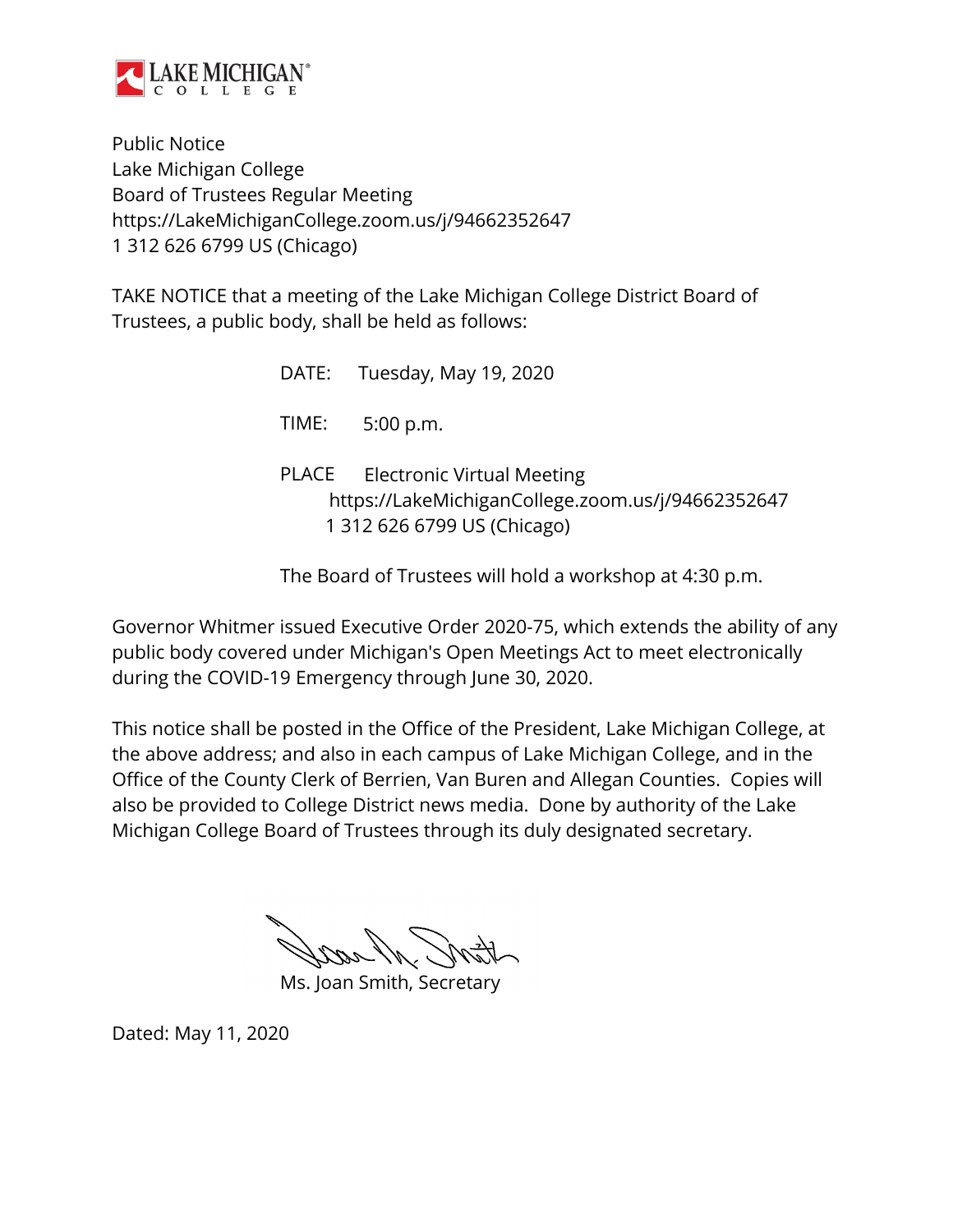Lake Michigan College

Public Notice
Lake Michigan College
Board of Trustees Regular Meeting
https://LakeMichiganCollege.zoom.us/j/94662352647
1 312 626 6799 US (Chicago)

TAKE NOTICE that a meeting of the Lake Michigan College District Board of Trustees, a public body, shall be held as follows:

DATE: Tuesday, May 19, 2020

TIME: 5:00 p.m.

PLACE Electronic Virtual Meeting
https://LakeMichiganCollege.zoom.us/j/94662352647
1 312 626 6799 US (Chicago)

The Board of Trustees will hold a workshop at 4:30 p.m.

Governor Whitmer issued Executive Order 2020-75, which extends the ability of any public body covered under Michigan's Open Meetings Act to meet electronically during the COVID-19 Emergency through June 30, 2020.

This notice shall be posted in the Office of the President, Lake Michigan College, at the above address; and also in each campus of Lake Michigan College, and in the Office of the County Clerk of Berrien, Van Buren and Allegan Counties. Copies will also be provided to College District news media. Done by authority of the Lake Michigan College Board of Trustees through its duly designated secretary.

Ms. Joan Smith, Secretary

Dated: May 11, 2020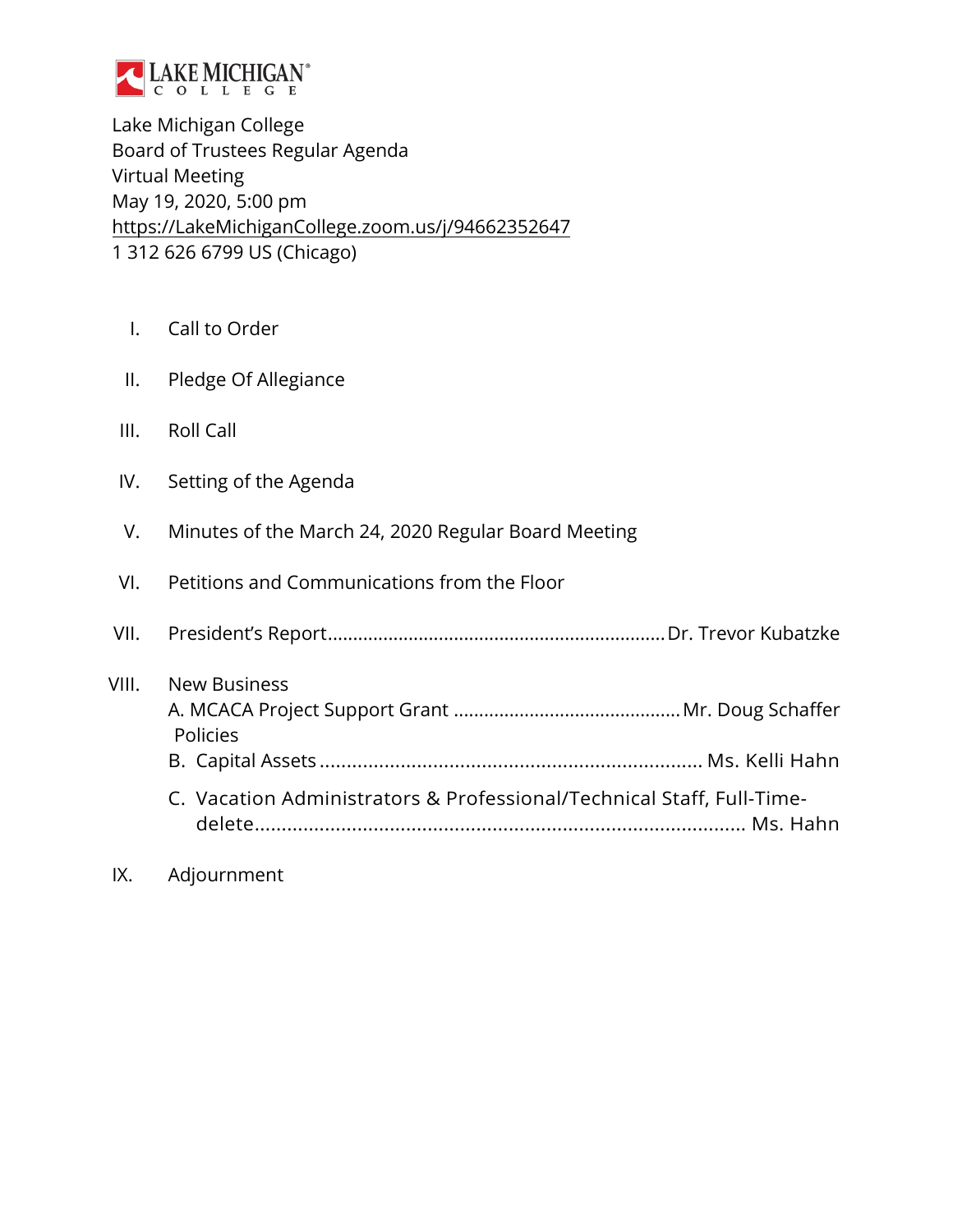LAKE MICHIGAN COLLEGE

Lake Michigan College
Board of Trustees Regular Agenda
Virtual Meeting
May 19, 2020, 5:00 pm
https://LakeMichiganCollege.zoom.us/j/94662352647
1 312 626 6799 US (Chicago)

I. Call to Order

II. Pledge Of Allegiance

III. Roll Call

IV. Setting of the Agenda

V. Minutes of the March 24, 2020 Regular Board Meeting

VI. Petitions and Communications from the Floor

VII. President's Report................................................................Dr. Trevor Kubatzke

VIII. New Business
A. MCACA Project Support Grant ............................................Mr. Doug Schaffer
Policies
B. Capital Assets ......................................................................... Ms. Kelli Hahn

C. Vacation Administrators & Professional/Technical Staff, Full-Time-delete.......................................................................................... Ms. Hahn

IX. Adjournment